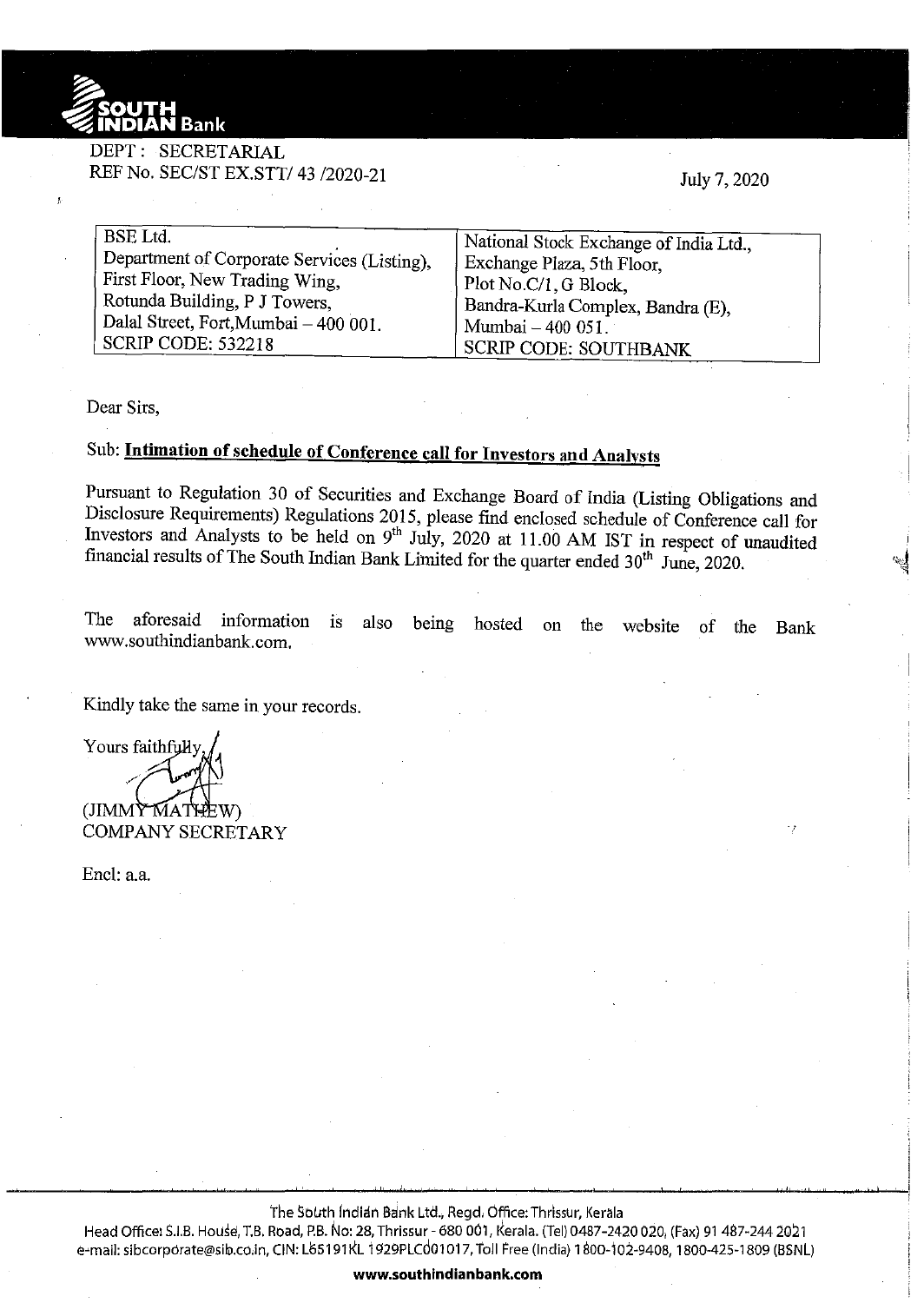SOUTH INDIAN Bank

DEPT : SECRETARIAL
REF No. SEC/ST EX.STT/ 43 /2020-21

July 7, 2020

| BSE Ltd.<br>Department of Corporate Services (Listing),<br>First Floor, New Trading Wing,<br>Rotunda Building, P J Towers,<br>Dalal Street, Fort,Mumbai – 400 001.<br>SCRIP CODE: 532218 | National Stock Exchange of India Ltd.,<br>Exchange Plaza, 5th Floor,<br>Plot No.C/1, G Block,<br>Bandra-Kurla Complex, Bandra (E),<br>Mumbai – 400 051.<br>SCRIP CODE: SOUTHBANK |
|---|---|

Dear Sirs,

Sub: **Intimation of schedule of Conference call for Investors and Analysts**

Pursuant to Regulation 30 of Securities and Exchange Board of India (Listing Obligations and Disclosure Requirements) Regulations 2015, please find enclosed schedule of Conference call for Investors and Analysts to be held on 9th July, 2020 at 11.00 AM IST in respect of unaudited financial results of The South Indian Bank Limited for the quarter ended 30th June, 2020.

The aforesaid information is also being hosted on the website of the Bank www.southindianbank.com.

Kindly take the same in your records.

Yours faithfully,

(JIMMY MATHEW)
COMPANY SECRETARY

Encl: a.a.

The South Indian Bank Ltd., Regd. Office: Thrissur, Kerala
Head Office: S.I.B. House, T.B. Road, P.B. No: 28, Thrissur - 680 001, Kerala. (Tel) 0487-2420 020, (Fax) 91 487-244 2021
e-mail: sibcorporate@sib.co.in, CIN: L65191KL1929PLC001017, Toll Free (India) 1800-102-9408, 1800-425-1809 (BSNL)

**www.southindianbank.com**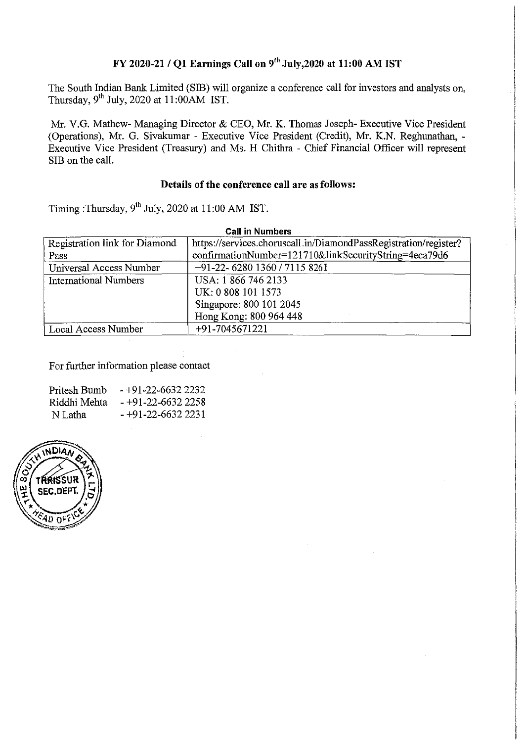# FY 2020-21 / Q1 Earnings Call on 9th July,2020 at 11:00 AM IST

The South Indian Bank Limited (SIB) will organize a conference call for investors and analysts on, Thursday, 9th July, 2020 at 11:00AM IST.

Mr. V.G. Mathew- Managing Director & CEO, Mr. K. Thomas Joseph- Executive Vice President (Operations), Mr. G. Sivakumar - Executive Vice President (Credit), Mr. K.N. Reghunathan, - Executive Vice President (Treasury) and Ms. H Chithra - Chief Financial Officer will represent SIB on the call.

### Details of the conference call are as follows:

Timing :Thursday, 9th July, 2020 at 11:00 AM IST.

**Call in Numbers**

| | |
|---|---|
| Registration link for Diamond Pass | https://services.choruscall.in/DiamondPassRegistration/register?confirmationNumber=121710&linkSecurityString=4eca79d6 |
| Universal Access Number | +91-22- 6280 1360 / 7115 8261 |
| International Numbers | USA: 1 866 746 2133<br>UK: 0 808 101 1573<br>Singapore: 800 101 2045<br>Hong Kong: 800 964 448 |
| Local Access Number | +91-7045671221 |

For further information please contact

Pritesh Bumb - +91-22-6632 2232
Riddhi Mehta - +91-22-6632 2258
N Latha - +91-22-6632 2231